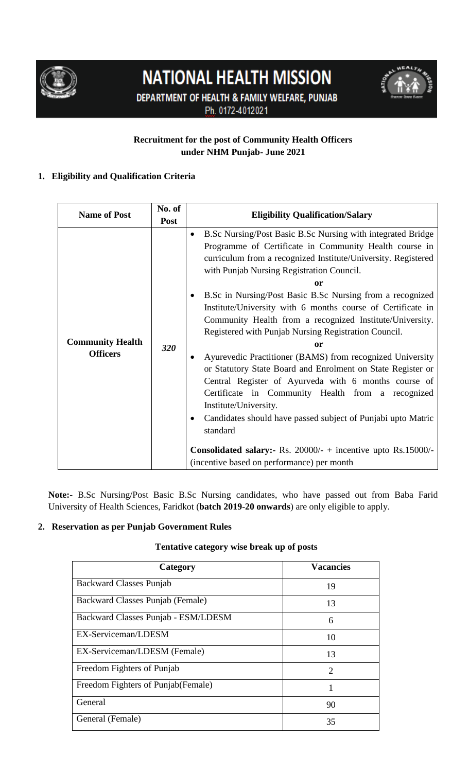# NATIONAL HEALTH MISSION

DEPARTMENT OF HEALTH & FAMILY WELFARE, PUNJAB

Ph. 0172-4012021

## Recruitment for the post of Community Health Officers under NHM Punjab- June 2021

### 1. Eligibility and Qualification Criteria

| Name of Post | No. of Post | Eligibility Qualification/Salary |
|---|---|---|
| **Community Health Officers** | *320* | • B.Sc Nursing/Post Basic B.Sc Nursing with integrated Bridge Programme of Certificate in Community Health course in curriculum from a recognized Institute/University. Registered with Punjab Nursing Registration Council.<br>**or**<br>• B.Sc in Nursing/Post Basic B.Sc Nursing from a recognized Institute/University with 6 months course of Certificate in Community Health from a recognized Institute/University. Registered with Punjab Nursing Registration Council.<br>**or**<br>• Ayurevedic Practitioner (BAMS) from recognized University or Statutory State Board and Enrolment on State Register or Central Register of Ayurveda with 6 months course of Certificate in Community Health from a recognized Institute/University.<br>• Candidates should have passed subject of Punjabi upto Matric standard<br><br>**Consolidated salary:-** Rs. 20000/- + incentive upto Rs.15000/- (incentive based on performance) per month |

**Note:-** B.Sc Nursing/Post Basic B.Sc Nursing candidates, who have passed out from Baba Farid University of Health Sciences, Faridkot (**batch 2019-20 onwards**) are only eligible to apply.

### 2. Reservation as per Punjab Government Rules

**Tentative category wise break up of posts**

| Category | Vacancies |
|---|---|
| Backward Classes Punjab | 19 |
| Backward Classes Punjab (Female) | 13 |
| Backward Classes Punjab - ESM/LDESM | 6 |
| EX-Serviceman/LDESM | 10 |
| EX-Serviceman/LDESM (Female) | 13 |
| Freedom Fighters of Punjab | 2 |
| Freedom Fighters of Punjab(Female) | 1 |
| General | 90 |
| General (Female) | 35 |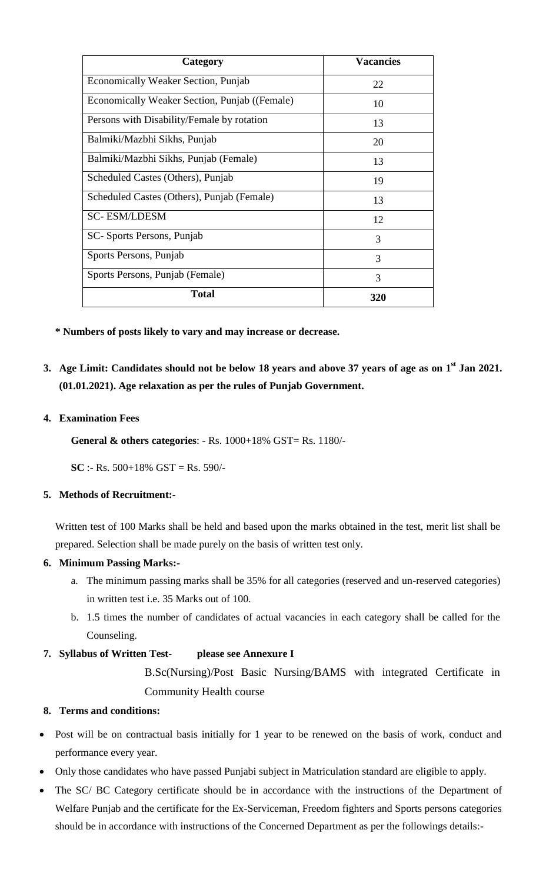| Category | Vacancies |
|---|---|
| Economically Weaker Section, Punjab | 22 |
| Economically Weaker Section, Punjab ((Female) | 10 |
| Persons with Disability/Female by rotation | 13 |
| Balmiki/Mazbhi Sikhs, Punjab | 20 |
| Balmiki/Mazbhi Sikhs, Punjab (Female) | 13 |
| Scheduled Castes (Others), Punjab | 19 |
| Scheduled Castes (Others), Punjab (Female) | 13 |
| SC- ESM/LDESM | 12 |
| SC- Sports Persons, Punjab | 3 |
| Sports Persons, Punjab | 3 |
| Sports Persons, Punjab (Female) | 3 |
| **Total** | **320** |

**\* Numbers of posts likely to vary and may increase or decrease.**

3. **Age Limit: Candidates should not be below 18 years and above 37 years of age as on 1st Jan 2021. (01.01.2021). Age relaxation as per the rules of Punjab Government.**

4. **Examination Fees**

   **General & others categories**: - Rs. 1000+18% GST= Rs. 1180/-

   **SC** :- Rs. 500+18% GST = Rs. 590/-

5. **Methods of Recruitment:-**

   Written test of 100 Marks shall be held and based upon the marks obtained in the test, merit list shall be prepared. Selection shall be made purely on the basis of written test only.

6. **Minimum Passing Marks:-**

   a. The minimum passing marks shall be 35% for all categories (reserved and un-reserved categories) in written test i.e. 35 Marks out of 100.

   b. 1.5 times the number of candidates of actual vacancies in each category shall be called for the Counseling.

7. **Syllabus of Written Test- please see Annexure I**

   B.Sc(Nursing)/Post Basic Nursing/BAMS with integrated Certificate in Community Health course

8. **Terms and conditions:**

- Post will be on contractual basis initially for 1 year to be renewed on the basis of work, conduct and performance every year.
- Only those candidates who have passed Punjabi subject in Matriculation standard are eligible to apply.
- The SC/ BC Category certificate should be in accordance with the instructions of the Department of Welfare Punjab and the certificate for the Ex-Serviceman, Freedom fighters and Sports persons categories should be in accordance with instructions of the Concerned Department as per the followings details:-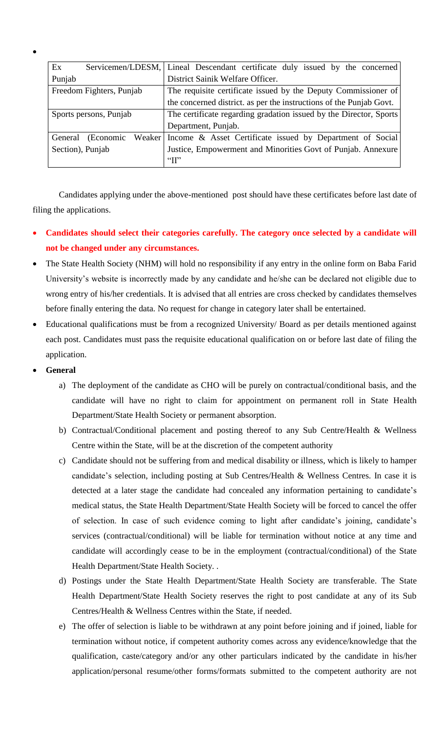| Ex Servicemen/LDESM, Punjab | Lineal Descendant certificate duly issued by the concerned District Sainik Welfare Officer. |
|---|---|
| Freedom Fighters, Punjab | The requisite certificate issued by the Deputy Commissioner of the concerned district. as per the instructions of the Punjab Govt. |
| Sports persons, Punjab | The certificate regarding gradation issued by the Director, Sports Department, Punjab. |
| General (Economic Weaker Section), Punjab | Income & Asset Certificate issued by Department of Social Justice, Empowerment and Minorities Govt of Punjab. Annexure "II" |

Candidates applying under the above-mentioned post should have these certificates before last date of filing the applications.

- **Candidates should select their categories carefully. The category once selected by a candidate will not be changed under any circumstances.**
- The State Health Society (NHM) will hold no responsibility if any entry in the online form on Baba Farid University's website is incorrectly made by any candidate and he/she can be declared not eligible due to wrong entry of his/her credentials. It is advised that all entries are cross checked by candidates themselves before finally entering the data. No request for change in category later shall be entertained.
- Educational qualifications must be from a recognized University/ Board as per details mentioned against each post. Candidates must pass the requisite educational qualification on or before last date of filing the application.
- **General**
  a) The deployment of the candidate as CHO will be purely on contractual/conditional basis, and the candidate will have no right to claim for appointment on permanent roll in State Health Department/State Health Society or permanent absorption.
  b) Contractual/Conditional placement and posting thereof to any Sub Centre/Health & Wellness Centre within the State, will be at the discretion of the competent authority
  c) Candidate should not be suffering from and medical disability or illness, which is likely to hamper candidate's selection, including posting at Sub Centres/Health & Wellness Centres. In case it is detected at a later stage the candidate had concealed any information pertaining to candidate's medical status, the State Health Department/State Health Society will be forced to cancel the offer of selection. In case of such evidence coming to light after candidate's joining, candidate's services (contractual/conditional) will be liable for termination without notice at any time and candidate will accordingly cease to be in the employment (contractual/conditional) of the State Health Department/State Health Society. .
  d) Postings under the State Health Department/State Health Society are transferable. The State Health Department/State Health Society reserves the right to post candidate at any of its Sub Centres/Health & Wellness Centres within the State, if needed.
  e) The offer of selection is liable to be withdrawn at any point before joining and if joined, liable for termination without notice, if competent authority comes across any evidence/knowledge that the qualification, caste/category and/or any other particulars indicated by the candidate in his/her application/personal resume/other forms/formats submitted to the competent authority are not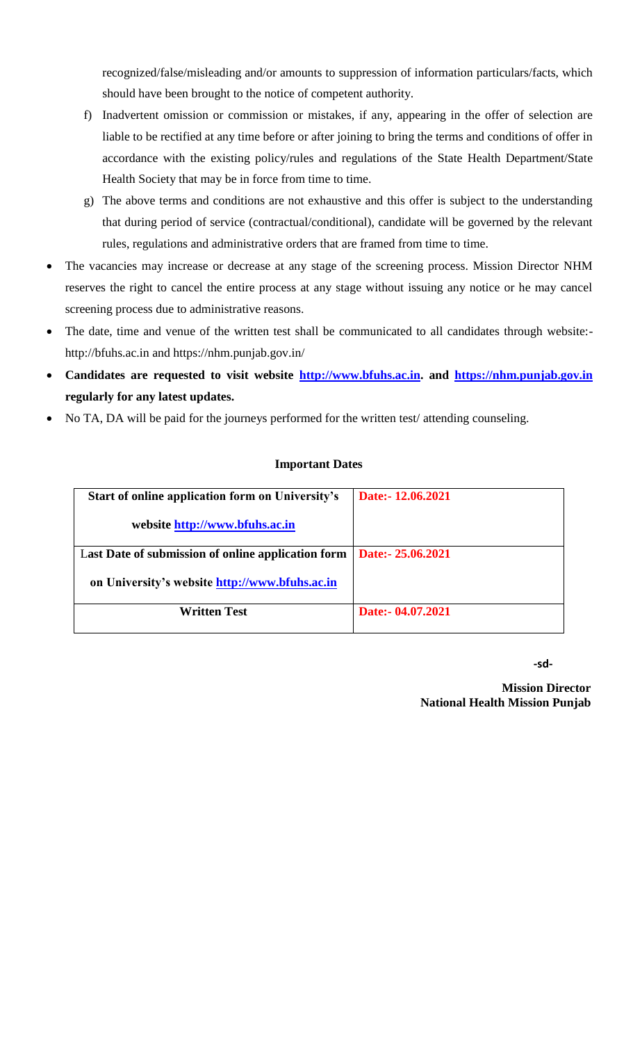recognized/false/misleading and/or amounts to suppression of information particulars/facts, which should have been brought to the notice of competent authority.

f) Inadvertent omission or commission or mistakes, if any, appearing in the offer of selection are liable to be rectified at any time before or after joining to bring the terms and conditions of offer in accordance with the existing policy/rules and regulations of the State Health Department/State Health Society that may be in force from time to time.

g) The above terms and conditions are not exhaustive and this offer is subject to the understanding that during period of service (contractual/conditional), candidate will be governed by the relevant rules, regulations and administrative orders that are framed from time to time.

- The vacancies may increase or decrease at any stage of the screening process. Mission Director NHM reserves the right to cancel the entire process at any stage without issuing any notice or he may cancel screening process due to administrative reasons.
- The date, time and venue of the written test shall be communicated to all candidates through website:- http://bfuhs.ac.in and https://nhm.punjab.gov.in/
- **Candidates are requested to visit website http://www.bfuhs.ac.in. and https://nhm.punjab.gov.in regularly for any latest updates.**
- No TA, DA will be paid for the journeys performed for the written test/ attending counseling.

**Important Dates**

| | |
|---|---|
| **Start of online application form on University's website http://www.bfuhs.ac.in** | **Date:- 12.06.2021** |
| **Last Date of submission of online application form on University's website http://www.bfuhs.ac.in** | **Date:- 25.06.2021** |
| **Written Test** | **Date:- 04.07.2021** |

**-sd-**

**Mission Director**
**National Health Mission Punjab**